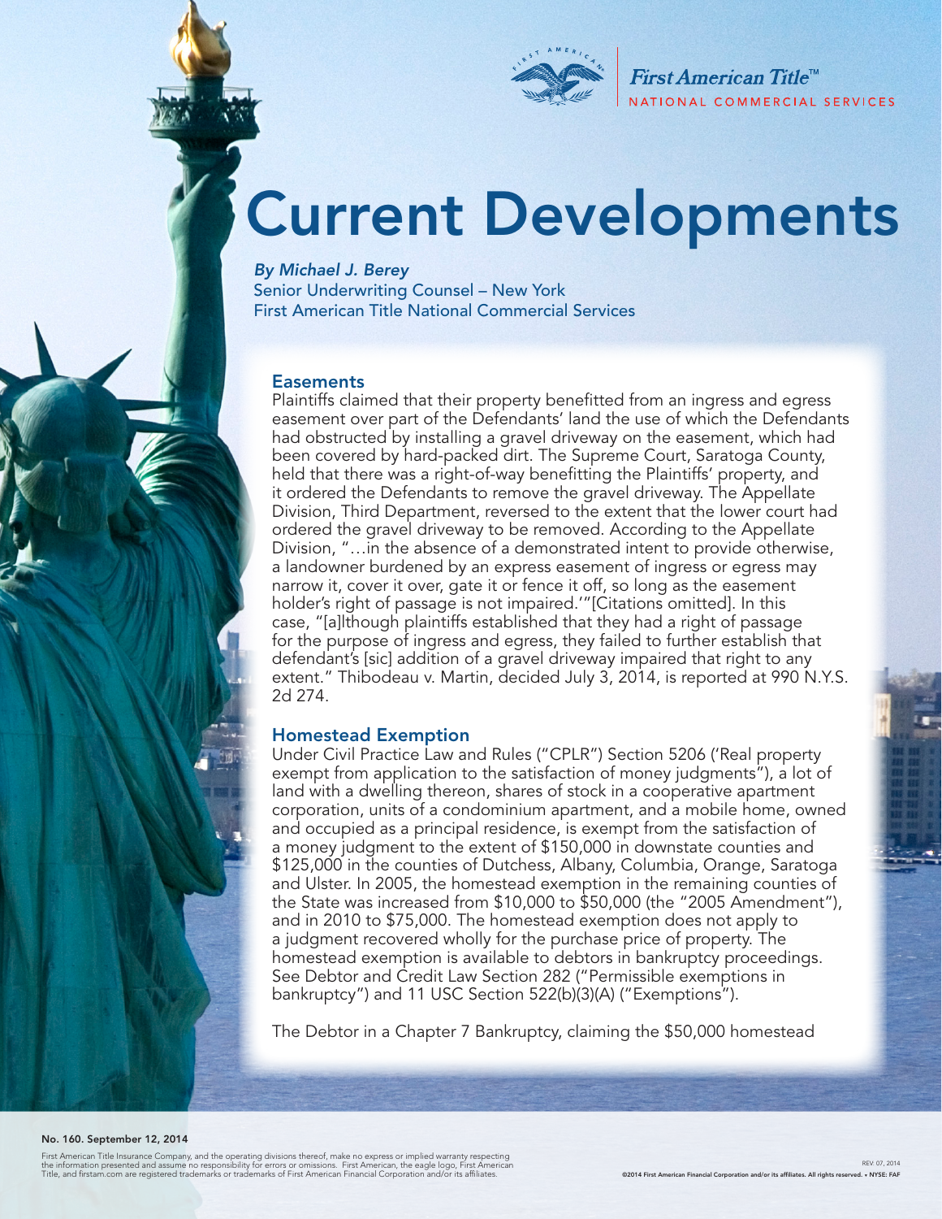First American Title™
NATIONAL COMMERCIAL SERVICES

# Current Developments

*By Michael J. Berey*
Senior Underwriting Counsel – New York
First American Title National Commercial Services

## Easements

Plaintiffs claimed that their property benefitted from an ingress and egress easement over part of the Defendants' land the use of which the Defendants had obstructed by installing a gravel driveway on the easement, which had been covered by hard-packed dirt. The Supreme Court, Saratoga County, held that there was a right-of-way benefitting the Plaintiffs' property, and it ordered the Defendants to remove the gravel driveway. The Appellate Division, Third Department, reversed to the extent that the lower court had ordered the gravel driveway to be removed. According to the Appellate Division, "…in the absence of a demonstrated intent to provide otherwise, a landowner burdened by an express easement of ingress or egress may narrow it, cover it over, gate it or fence it off, so long as the easement holder's right of passage is not impaired.'"[Citations omitted]. In this case, "[a]lthough plaintiffs established that they had a right of passage for the purpose of ingress and egress, they failed to further establish that defendant's [sic] addition of a gravel driveway impaired that right to any extent." Thibodeau v. Martin, decided July 3, 2014, is reported at 990 N.Y.S. 2d 274.

## Homestead Exemption

Under Civil Practice Law and Rules ("CPLR") Section 5206 ('Real property exempt from application to the satisfaction of money judgments"), a lot of land with a dwelling thereon, shares of stock in a cooperative apartment corporation, units of a condominium apartment, and a mobile home, owned and occupied as a principal residence, is exempt from the satisfaction of a money judgment to the extent of $150,000 in downstate counties and $125,000 in the counties of Dutchess, Albany, Columbia, Orange, Saratoga and Ulster. In 2005, the homestead exemption in the remaining counties of the State was increased from $10,000 to $50,000 (the "2005 Amendment"), and in 2010 to $75,000. The homestead exemption does not apply to a judgment recovered wholly for the purchase price of property. The homestead exemption is available to debtors in bankruptcy proceedings. See Debtor and Credit Law Section 282 ("Permissible exemptions in bankruptcy") and 11 USC Section 522(b)(3)(A) ("Exemptions").

The Debtor in a Chapter 7 Bankruptcy, claiming the $50,000 homestead

**No. 160. September 12, 2014**

First American Title Insurance Company, and the operating divisions thereof, make no express or implied warranty respecting the information presented and assume no responsibility for errors or omissions. First American, the eagle logo, First American Title, and firstam.com are registered trademarks or trademarks of First American Financial Corporation and/or its affiliates.

REV 07, 2014
©2014 First American Financial Corporation and/or its affiliates. All rights reserved. • NYSE: FAF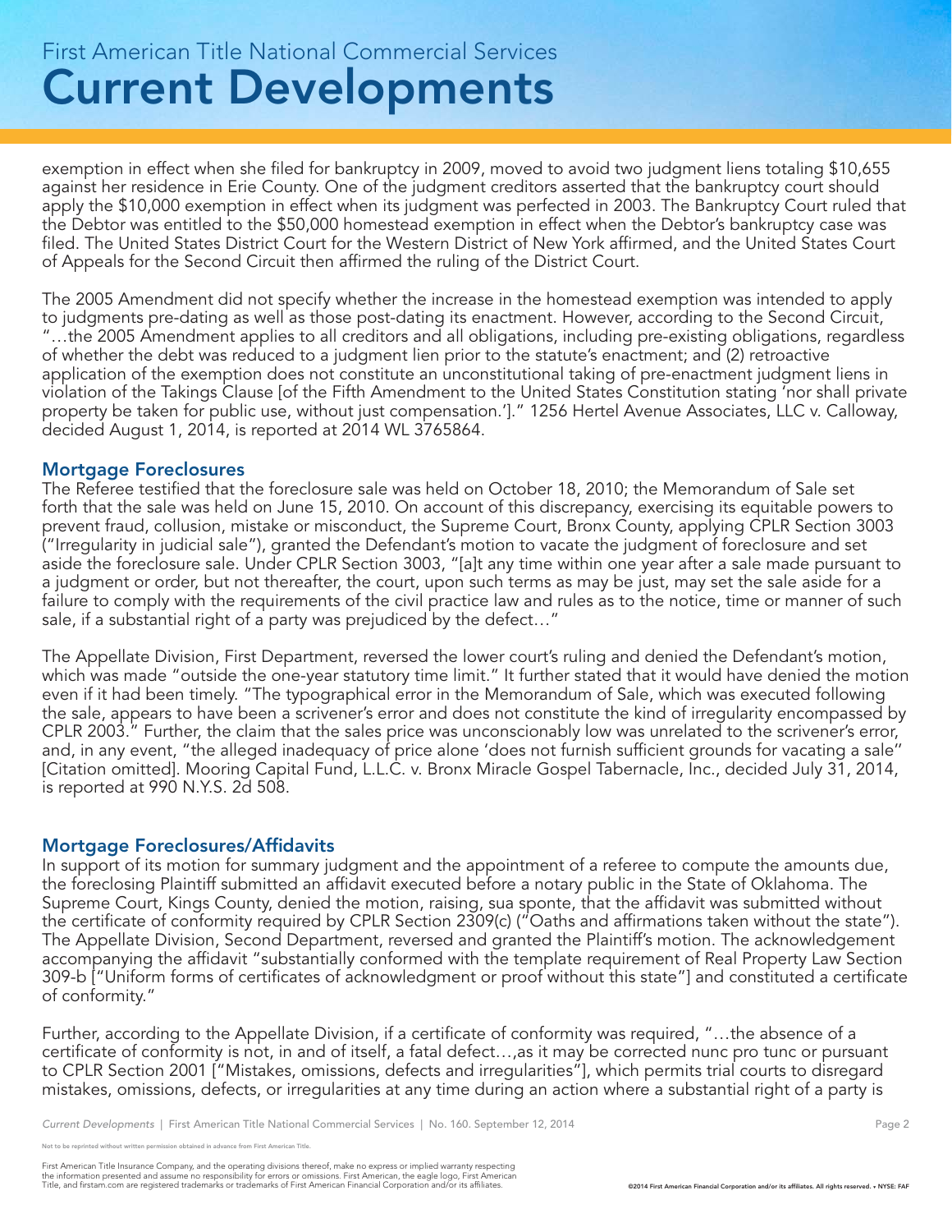exemption in effect when she filed for bankruptcy in 2009, moved to avoid two judgment liens totaling $10,655 against her residence in Erie County. One of the judgment creditors asserted that the bankruptcy court should apply the $10,000 exemption in effect when its judgment was perfected in 2003. The Bankruptcy Court ruled that the Debtor was entitled to the $50,000 homestead exemption in effect when the Debtor's bankruptcy case was filed. The United States District Court for the Western District of New York affirmed, and the United States Court of Appeals for the Second Circuit then affirmed the ruling of the District Court.

The 2005 Amendment did not specify whether the increase in the homestead exemption was intended to apply to judgments pre-dating as well as those post-dating its enactment. However, according to the Second Circuit, "…the 2005 Amendment applies to all creditors and all obligations, including pre-existing obligations, regardless of whether the debt was reduced to a judgment lien prior to the statute's enactment; and (2) retroactive application of the exemption does not constitute an unconstitutional taking of pre-enactment judgment liens in violation of the Takings Clause [of the Fifth Amendment to the United States Constitution stating 'nor shall private property be taken for public use, without just compensation.']." 1256 Hertel Avenue Associates, LLC v. Calloway, decided August 1, 2014, is reported at 2014 WL 3765864.

### Mortgage Foreclosures

The Referee testified that the foreclosure sale was held on October 18, 2010; the Memorandum of Sale set forth that the sale was held on June 15, 2010. On account of this discrepancy, exercising its equitable powers to prevent fraud, collusion, mistake or misconduct, the Supreme Court, Bronx County, applying CPLR Section 3003 ("Irregularity in judicial sale"), granted the Defendant's motion to vacate the judgment of foreclosure and set aside the foreclosure sale. Under CPLR Section 3003, "[a]t any time within one year after a sale made pursuant to a judgment or order, but not thereafter, the court, upon such terms as may be just, may set the sale aside for a failure to comply with the requirements of the civil practice law and rules as to the notice, time or manner of such sale, if a substantial right of a party was prejudiced by the defect…"

The Appellate Division, First Department, reversed the lower court's ruling and denied the Defendant's motion, which was made "outside the one-year statutory time limit." It further stated that it would have denied the motion even if it had been timely. "The typographical error in the Memorandum of Sale, which was executed following the sale, appears to have been a scrivener's error and does not constitute the kind of irregularity encompassed by CPLR 2003." Further, the claim that the sales price was unconscionably low was unrelated to the scrivener's error, and, in any event, "the alleged inadequacy of price alone 'does not furnish sufficient grounds for vacating a sale" [Citation omitted]. Mooring Capital Fund, L.L.C. v. Bronx Miracle Gospel Tabernacle, Inc., decided July 31, 2014, is reported at 990 N.Y.S. 2d 508.

### Mortgage Foreclosures/Affidavits

In support of its motion for summary judgment and the appointment of a referee to compute the amounts due, the foreclosing Plaintiff submitted an affidavit executed before a notary public in the State of Oklahoma. The Supreme Court, Kings County, denied the motion, raising, sua sponte, that the affidavit was submitted without the certificate of conformity required by CPLR Section 2309(c) ("Oaths and affirmations taken without the state"). The Appellate Division, Second Department, reversed and granted the Plaintiff's motion. The acknowledgement accompanying the affidavit "substantially conformed with the template requirement of Real Property Law Section 309-b ["Uniform forms of certificates of acknowledgment or proof without this state"] and constituted a certificate of conformity."

Further, according to the Appellate Division, if a certificate of conformity was required, "…the absence of a certificate of conformity is not, in and of itself, a fatal defect…,as it may be corrected nunc pro tunc or pursuant to CPLR Section 2001 ["Mistakes, omissions, defects and irregularities"], which permits trial courts to disregard mistakes, omissions, defects, or irregularities at any time during an action where a substantial right of a party is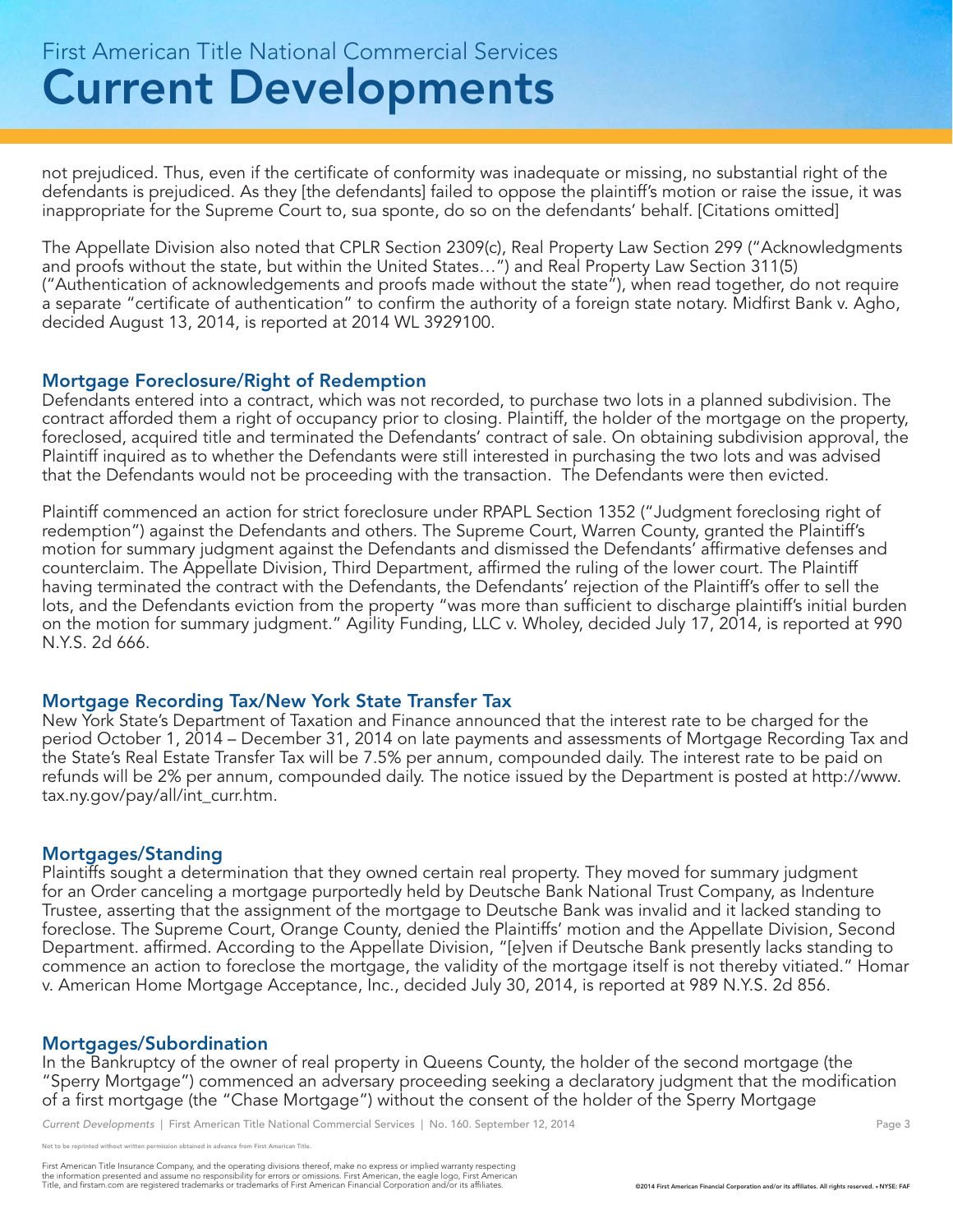not prejudiced. Thus, even if the certificate of conformity was inadequate or missing, no substantial right of the defendants is prejudiced. As they [the defendants] failed to oppose the plaintiff's motion or raise the issue, it was inappropriate for the Supreme Court to, sua sponte, do so on the defendants' behalf. [Citations omitted]

The Appellate Division also noted that CPLR Section 2309(c), Real Property Law Section 299 ("Acknowledgments and proofs without the state, but within the United States…") and Real Property Law Section 311(5) ("Authentication of acknowledgements and proofs made without the state"), when read together, do not require a separate "certificate of authentication" to confirm the authority of a foreign state notary. Midfirst Bank v. Agho, decided August 13, 2014, is reported at 2014 WL 3929100.

### Mortgage Foreclosure/Right of Redemption

Defendants entered into a contract, which was not recorded, to purchase two lots in a planned subdivision. The contract afforded them a right of occupancy prior to closing. Plaintiff, the holder of the mortgage on the property, foreclosed, acquired title and terminated the Defendants' contract of sale. On obtaining subdivision approval, the Plaintiff inquired as to whether the Defendants were still interested in purchasing the two lots and was advised that the Defendants would not be proceeding with the transaction. The Defendants were then evicted.

Plaintiff commenced an action for strict foreclosure under RPAPL Section 1352 ("Judgment foreclosing right of redemption") against the Defendants and others. The Supreme Court, Warren County, granted the Plaintiff's motion for summary judgment against the Defendants and dismissed the Defendants' affirmative defenses and counterclaim. The Appellate Division, Third Department, affirmed the ruling of the lower court. The Plaintiff having terminated the contract with the Defendants, the Defendants' rejection of the Plaintiff's offer to sell the lots, and the Defendants eviction from the property "was more than sufficient to discharge plaintiff's initial burden on the motion for summary judgment." Agility Funding, LLC v. Wholey, decided July 17, 2014, is reported at 990 N.Y.S. 2d 666.

### Mortgage Recording Tax/New York State Transfer Tax

New York State's Department of Taxation and Finance announced that the interest rate to be charged for the period October 1, 2014 – December 31, 2014 on late payments and assessments of Mortgage Recording Tax and the State's Real Estate Transfer Tax will be 7.5% per annum, compounded daily. The interest rate to be paid on refunds will be 2% per annum, compounded daily. The notice issued by the Department is posted at http://www.tax.ny.gov/pay/all/int_curr.htm.

### Mortgages/Standing

Plaintiffs sought a determination that they owned certain real property. They moved for summary judgment for an Order canceling a mortgage purportedly held by Deutsche Bank National Trust Company, as Indenture Trustee, asserting that the assignment of the mortgage to Deutsche Bank was invalid and it lacked standing to foreclose. The Supreme Court, Orange County, denied the Plaintiffs' motion and the Appellate Division, Second Department. affirmed. According to the Appellate Division, "[e]ven if Deutsche Bank presently lacks standing to commence an action to foreclose the mortgage, the validity of the mortgage itself is not thereby vitiated." Homar v. American Home Mortgage Acceptance, Inc., decided July 30, 2014, is reported at 989 N.Y.S. 2d 856.

### Mortgages/Subordination

In the Bankruptcy of the owner of real property in Queens County, the holder of the second mortgage (the "Sperry Mortgage") commenced an adversary proceeding seeking a declaratory judgment that the modification of a first mortgage (the "Chase Mortgage") without the consent of the holder of the Sperry Mortgage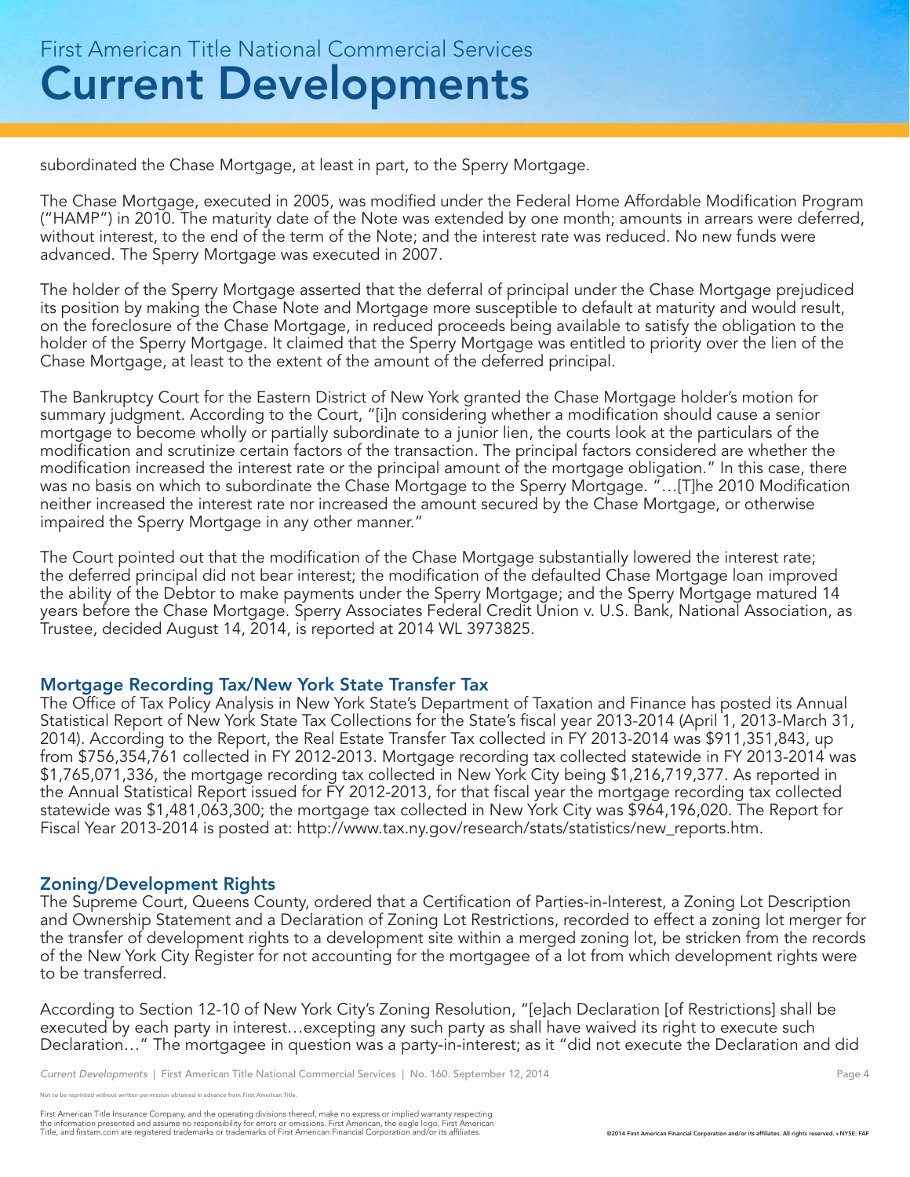subordinated the Chase Mortgage, at least in part, to the Sperry Mortgage.

The Chase Mortgage, executed in 2005, was modified under the Federal Home Affordable Modification Program ("HAMP") in 2010. The maturity date of the Note was extended by one month; amounts in arrears were deferred, without interest, to the end of the term of the Note; and the interest rate was reduced. No new funds were advanced. The Sperry Mortgage was executed in 2007.

The holder of the Sperry Mortgage asserted that the deferral of principal under the Chase Mortgage prejudiced its position by making the Chase Note and Mortgage more susceptible to default at maturity and would result, on the foreclosure of the Chase Mortgage, in reduced proceeds being available to satisfy the obligation to the holder of the Sperry Mortgage. It claimed that the Sperry Mortgage was entitled to priority over the lien of the Chase Mortgage, at least to the extent of the amount of the deferred principal.

The Bankruptcy Court for the Eastern District of New York granted the Chase Mortgage holder's motion for summary judgment. According to the Court, "[i]n considering whether a modification should cause a senior mortgage to become wholly or partially subordinate to a junior lien, the courts look at the particulars of the modification and scrutinize certain factors of the transaction. The principal factors considered are whether the modification increased the interest rate or the principal amount of the mortgage obligation." In this case, there was no basis on which to subordinate the Chase Mortgage to the Sperry Mortgage. "…[T]he 2010 Modification neither increased the interest rate nor increased the amount secured by the Chase Mortgage, or otherwise impaired the Sperry Mortgage in any other manner."

The Court pointed out that the modification of the Chase Mortgage substantially lowered the interest rate; the deferred principal did not bear interest; the modification of the defaulted Chase Mortgage loan improved the ability of the Debtor to make payments under the Sperry Mortgage; and the Sperry Mortgage matured 14 years before the Chase Mortgage. Sperry Associates Federal Credit Union v. U.S. Bank, National Association, as Trustee, decided August 14, 2014, is reported at 2014 WL 3973825.

## Mortgage Recording Tax/New York State Transfer Tax

The Office of Tax Policy Analysis in New York State's Department of Taxation and Finance has posted its Annual Statistical Report of New York State Tax Collections for the State's fiscal year 2013-2014 (April 1, 2013-March 31, 2014). According to the Report, the Real Estate Transfer Tax collected in FY 2013-2014 was $911,351,843, up from $756,354,761 collected in FY 2012-2013. Mortgage recording tax collected statewide in FY 2013-2014 was $1,765,071,336, the mortgage recording tax collected in New York City being $1,216,719,377. As reported in the Annual Statistical Report issued for FY 2012-2013, for that fiscal year the mortgage recording tax collected statewide was $1,481,063,300; the mortgage tax collected in New York City was $964,196,020. The Report for Fiscal Year 2013-2014 is posted at: http://www.tax.ny.gov/research/stats/statistics/new_reports.htm.

## Zoning/Development Rights

The Supreme Court, Queens County, ordered that a Certification of Parties-in-Interest, a Zoning Lot Description and Ownership Statement and a Declaration of Zoning Lot Restrictions, recorded to effect a zoning lot merger for the transfer of development rights to a development site within a merged zoning lot, be stricken from the records of the New York City Register for not accounting for the mortgagee of a lot from which development rights were to be transferred.

According to Section 12-10 of New York City's Zoning Resolution, "[e]ach Declaration [of Restrictions] shall be executed by each party in interest…excepting any such party as shall have waived its right to execute such Declaration…" The mortgagee in question was a party-in-interest; as it "did not execute the Declaration and did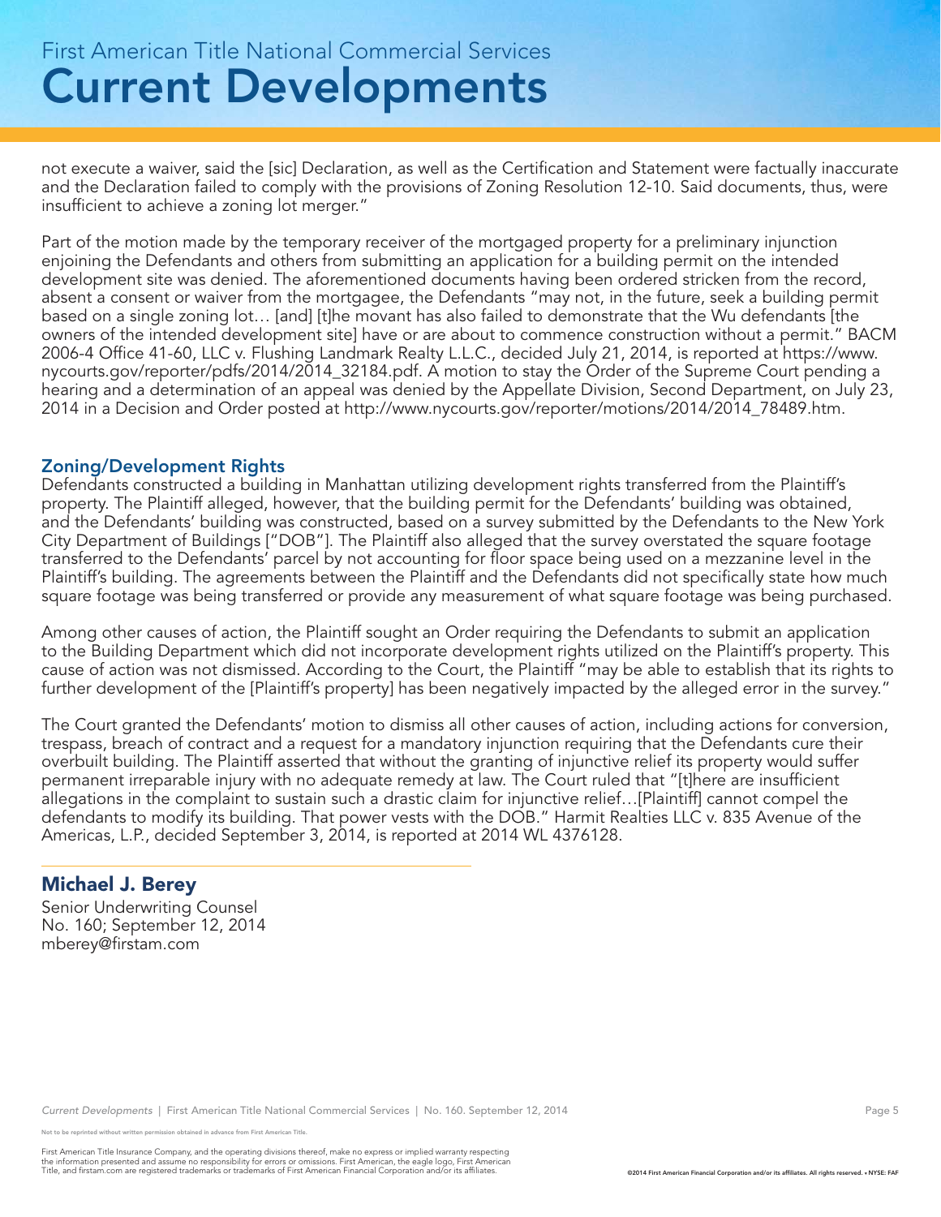not execute a waiver, said the [sic] Declaration, as well as the Certification and Statement were factually inaccurate and the Declaration failed to comply with the provisions of Zoning Resolution 12-10. Said documents, thus, were insufficient to achieve a zoning lot merger."

Part of the motion made by the temporary receiver of the mortgaged property for a preliminary injunction enjoining the Defendants and others from submitting an application for a building permit on the intended development site was denied. The aforementioned documents having been ordered stricken from the record, absent a consent or waiver from the mortgagee, the Defendants "may not, in the future, seek a building permit based on a single zoning lot… [and] [t]he movant has also failed to demonstrate that the Wu defendants [the owners of the intended development site] have or are about to commence construction without a permit." BACM 2006-4 Office 41-60, LLC v. Flushing Landmark Realty L.L.C., decided July 21, 2014, is reported at https://www.nycourts.gov/reporter/pdfs/2014/2014_32184.pdf. A motion to stay the Order of the Supreme Court pending a hearing and a determination of an appeal was denied by the Appellate Division, Second Department, on July 23, 2014 in a Decision and Order posted at http://www.nycourts.gov/reporter/motions/2014/2014_78489.htm.

### Zoning/Development Rights

Defendants constructed a building in Manhattan utilizing development rights transferred from the Plaintiff's property. The Plaintiff alleged, however, that the building permit for the Defendants' building was obtained, and the Defendants' building was constructed, based on a survey submitted by the Defendants to the New York City Department of Buildings ["DOB"]. The Plaintiff also alleged that the survey overstated the square footage transferred to the Defendants' parcel by not accounting for floor space being used on a mezzanine level in the Plaintiff's building. The agreements between the Plaintiff and the Defendants did not specifically state how much square footage was being transferred or provide any measurement of what square footage was being purchased.

Among other causes of action, the Plaintiff sought an Order requiring the Defendants to submit an application to the Building Department which did not incorporate development rights utilized on the Plaintiff's property. This cause of action was not dismissed. According to the Court, the Plaintiff "may be able to establish that its rights to further development of the [Plaintiff's property] has been negatively impacted by the alleged error in the survey."

The Court granted the Defendants' motion to dismiss all other causes of action, including actions for conversion, trespass, breach of contract and a request for a mandatory injunction requiring that the Defendants cure their overbuilt building. The Plaintiff asserted that without the granting of injunctive relief its property would suffer permanent irreparable injury with no adequate remedy at law. The Court ruled that "[t]here are insufficient allegations in the complaint to sustain such a drastic claim for injunctive relief…[Plaintiff] cannot compel the defendants to modify its building. That power vests with the DOB." Harmit Realties LLC v. 835 Avenue of the Americas, L.P., decided September 3, 2014, is reported at 2014 WL 4376128.

---

**Michael J. Berey**

Senior Underwriting Counsel
No. 160; September 12, 2014
mberey@firstam.com

Not to be reprinted without written permission obtained in advance from First American Title.

First American Title Insurance Company, and the operating divisions thereof, make no express or implied warranty respecting the information presented and assume no responsibility for errors or omissions. First American, the eagle logo, First American Title, and firstam.com are registered trademarks or trademarks of First American Financial Corporation and/or its affiliates.

©2014 First American Financial Corporation and/or its affiliates. All rights reserved. • NYSE: FAF